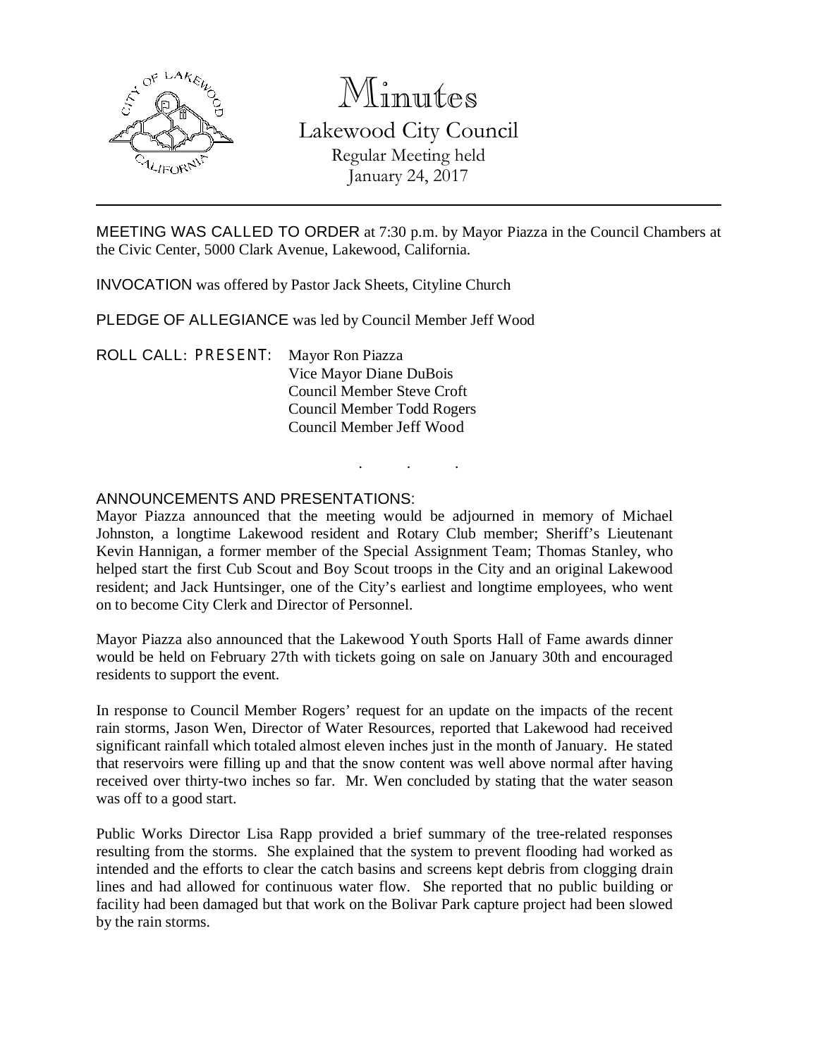# Minutes

## Lakewood City Council

Regular Meeting held
January 24, 2017

---

MEETING WAS CALLED TO ORDER at 7:30 p.m. by Mayor Piazza in the Council Chambers at the Civic Center, 5000 Clark Avenue, Lakewood, California.

INVOCATION was offered by Pastor Jack Sheets, Cityline Church

PLEDGE OF ALLEGIANCE was led by Council Member Jeff Wood

ROLL CALL: PRESENT: Mayor Ron Piazza
Vice Mayor Diane DuBois
Council Member Steve Croft
Council Member Todd Rogers
Council Member Jeff Wood

. . .

ANNOUNCEMENTS AND PRESENTATIONS:

Mayor Piazza announced that the meeting would be adjourned in memory of Michael Johnston, a longtime Lakewood resident and Rotary Club member; Sheriff's Lieutenant Kevin Hannigan, a former member of the Special Assignment Team; Thomas Stanley, who helped start the first Cub Scout and Boy Scout troops in the City and an original Lakewood resident; and Jack Huntsinger, one of the City's earliest and longtime employees, who went on to become City Clerk and Director of Personnel.

Mayor Piazza also announced that the Lakewood Youth Sports Hall of Fame awards dinner would be held on February 27th with tickets going on sale on January 30th and encouraged residents to support the event.

In response to Council Member Rogers' request for an update on the impacts of the recent rain storms, Jason Wen, Director of Water Resources, reported that Lakewood had received significant rainfall which totaled almost eleven inches just in the month of January. He stated that reservoirs were filling up and that the snow content was well above normal after having received over thirty-two inches so far. Mr. Wen concluded by stating that the water season was off to a good start.

Public Works Director Lisa Rapp provided a brief summary of the tree-related responses resulting from the storms. She explained that the system to prevent flooding had worked as intended and the efforts to clear the catch basins and screens kept debris from clogging drain lines and had allowed for continuous water flow. She reported that no public building or facility had been damaged but that work on the Bolivar Park capture project had been slowed by the rain storms.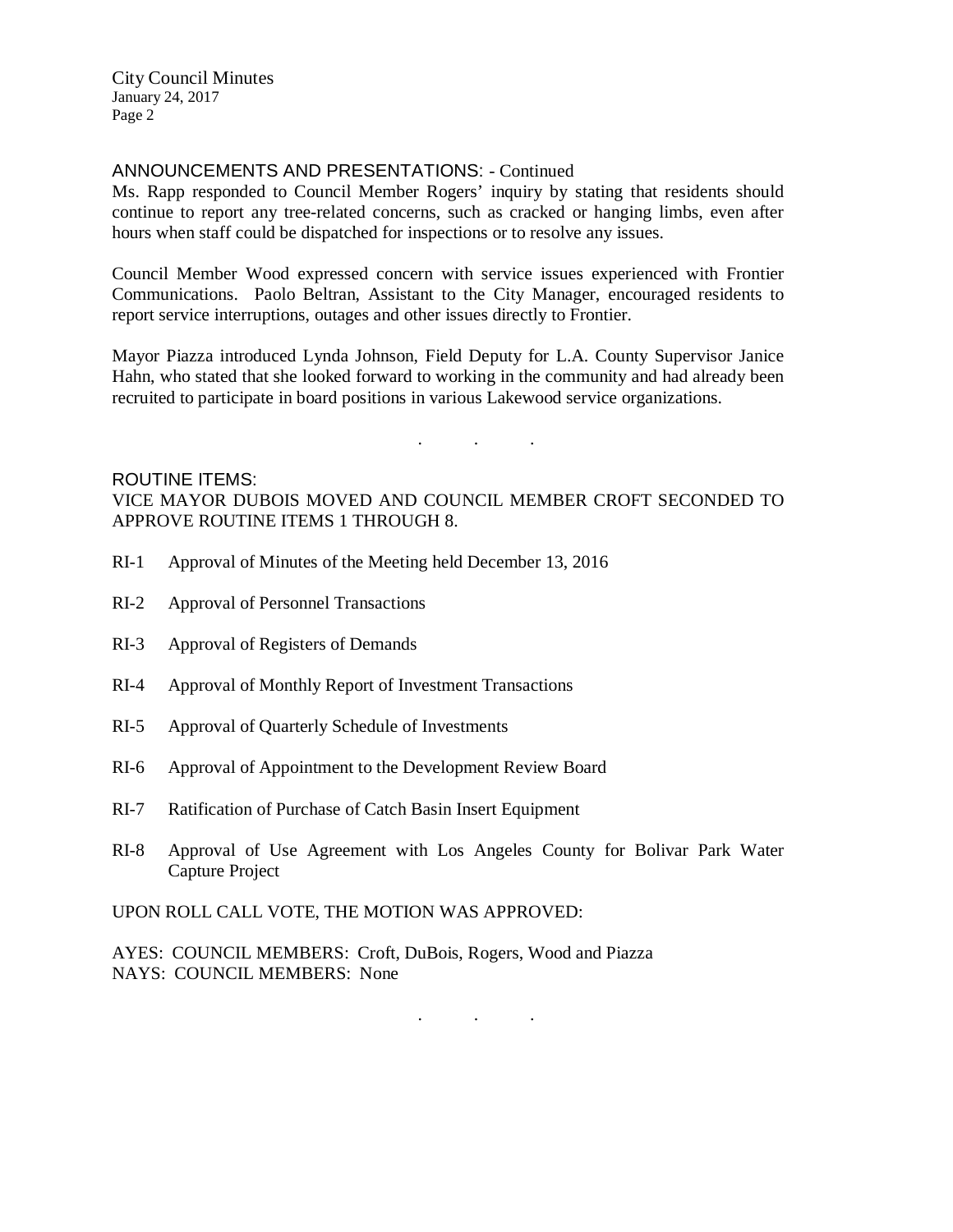ANNOUNCEMENTS AND PRESENTATIONS: - Continued

Ms. Rapp responded to Council Member Rogers' inquiry by stating that residents should continue to report any tree-related concerns, such as cracked or hanging limbs, even after hours when staff could be dispatched for inspections or to resolve any issues.

Council Member Wood expressed concern with service issues experienced with Frontier Communications. Paolo Beltran, Assistant to the City Manager, encouraged residents to report service interruptions, outages and other issues directly to Frontier.

Mayor Piazza introduced Lynda Johnson, Field Deputy for L.A. County Supervisor Janice Hahn, who stated that she looked forward to working in the community and had already been recruited to participate in board positions in various Lakewood service organizations.

. . .

ROUTINE ITEMS:

VICE MAYOR DUBOIS MOVED AND COUNCIL MEMBER CROFT SECONDED TO APPROVE ROUTINE ITEMS 1 THROUGH 8.

RI-1 Approval of Minutes of the Meeting held December 13, 2016

RI-2 Approval of Personnel Transactions

RI-3 Approval of Registers of Demands

RI-4 Approval of Monthly Report of Investment Transactions

RI-5 Approval of Quarterly Schedule of Investments

RI-6 Approval of Appointment to the Development Review Board

RI-7 Ratification of Purchase of Catch Basin Insert Equipment

RI-8 Approval of Use Agreement with Los Angeles County for Bolivar Park Water Capture Project

UPON ROLL CALL VOTE, THE MOTION WAS APPROVED:

AYES: COUNCIL MEMBERS: Croft, DuBois, Rogers, Wood and Piazza
NAYS: COUNCIL MEMBERS: None

. . .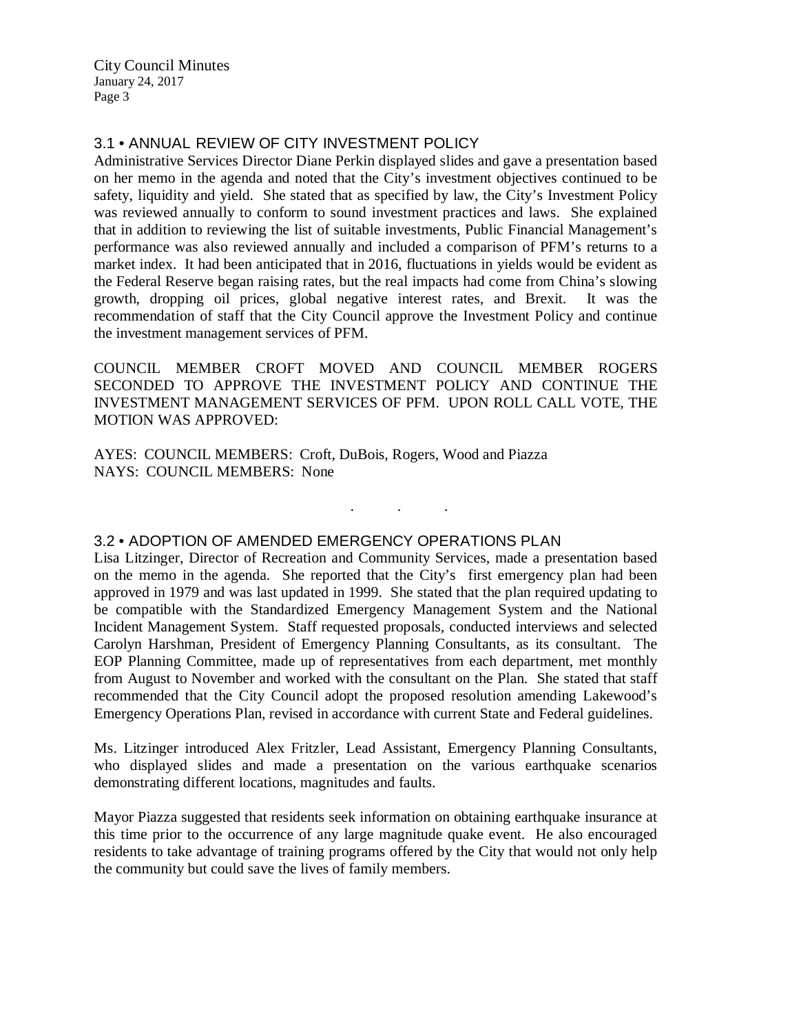## 3.1 • ANNUAL REVIEW OF CITY INVESTMENT POLICY

Administrative Services Director Diane Perkin displayed slides and gave a presentation based on her memo in the agenda and noted that the City's investment objectives continued to be safety, liquidity and yield. She stated that as specified by law, the City's Investment Policy was reviewed annually to conform to sound investment practices and laws. She explained that in addition to reviewing the list of suitable investments, Public Financial Management's performance was also reviewed annually and included a comparison of PFM's returns to a market index. It had been anticipated that in 2016, fluctuations in yields would be evident as the Federal Reserve began raising rates, but the real impacts had come from China's slowing growth, dropping oil prices, global negative interest rates, and Brexit. It was the recommendation of staff that the City Council approve the Investment Policy and continue the investment management services of PFM.

COUNCIL MEMBER CROFT MOVED AND COUNCIL MEMBER ROGERS SECONDED TO APPROVE THE INVESTMENT POLICY AND CONTINUE THE INVESTMENT MANAGEMENT SERVICES OF PFM. UPON ROLL CALL VOTE, THE MOTION WAS APPROVED:

AYES: COUNCIL MEMBERS: Croft, DuBois, Rogers, Wood and Piazza
NAYS: COUNCIL MEMBERS: None

. . .

## 3.2 • ADOPTION OF AMENDED EMERGENCY OPERATIONS PLAN

Lisa Litzinger, Director of Recreation and Community Services, made a presentation based on the memo in the agenda. She reported that the City's first emergency plan had been approved in 1979 and was last updated in 1999. She stated that the plan required updating to be compatible with the Standardized Emergency Management System and the National Incident Management System. Staff requested proposals, conducted interviews and selected Carolyn Harshman, President of Emergency Planning Consultants, as its consultant. The EOP Planning Committee, made up of representatives from each department, met monthly from August to November and worked with the consultant on the Plan. She stated that staff recommended that the City Council adopt the proposed resolution amending Lakewood's Emergency Operations Plan, revised in accordance with current State and Federal guidelines.

Ms. Litzinger introduced Alex Fritzler, Lead Assistant, Emergency Planning Consultants, who displayed slides and made a presentation on the various earthquake scenarios demonstrating different locations, magnitudes and faults.

Mayor Piazza suggested that residents seek information on obtaining earthquake insurance at this time prior to the occurrence of any large magnitude quake event. He also encouraged residents to take advantage of training programs offered by the City that would not only help the community but could save the lives of family members.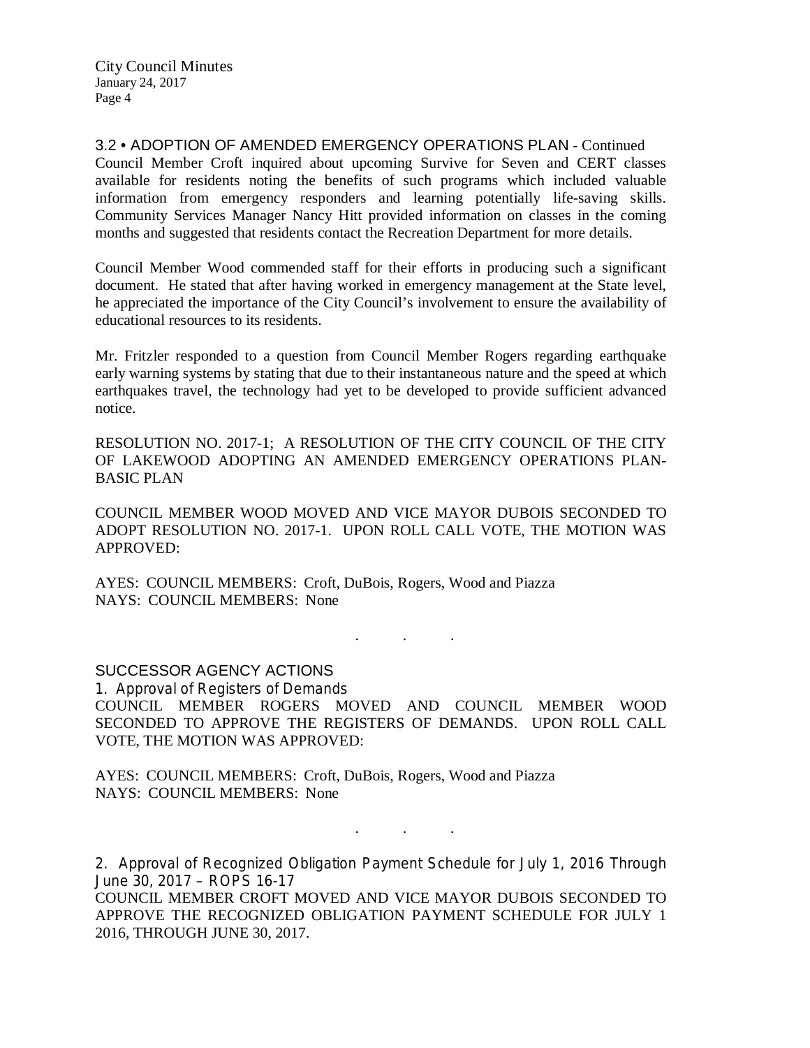3.2 • ADOPTION OF AMENDED EMERGENCY OPERATIONS PLAN - Continued

Council Member Croft inquired about upcoming Survive for Seven and CERT classes available for residents noting the benefits of such programs which included valuable information from emergency responders and learning potentially life-saving skills. Community Services Manager Nancy Hitt provided information on classes in the coming months and suggested that residents contact the Recreation Department for more details.

Council Member Wood commended staff for their efforts in producing such a significant document. He stated that after having worked in emergency management at the State level, he appreciated the importance of the City Council's involvement to ensure the availability of educational resources to its residents.

Mr. Fritzler responded to a question from Council Member Rogers regarding earthquake early warning systems by stating that due to their instantaneous nature and the speed at which earthquakes travel, the technology had yet to be developed to provide sufficient advanced notice.

RESOLUTION NO. 2017-1; A RESOLUTION OF THE CITY COUNCIL OF THE CITY OF LAKEWOOD ADOPTING AN AMENDED EMERGENCY OPERATIONS PLAN-BASIC PLAN

COUNCIL MEMBER WOOD MOVED AND VICE MAYOR DUBOIS SECONDED TO ADOPT RESOLUTION NO. 2017-1. UPON ROLL CALL VOTE, THE MOTION WAS APPROVED:

AYES: COUNCIL MEMBERS: Croft, DuBois, Rogers, Wood and Piazza
NAYS: COUNCIL MEMBERS: None

. . .

SUCCESSOR AGENCY ACTIONS

1. Approval of Registers of Demands

COUNCIL MEMBER ROGERS MOVED AND COUNCIL MEMBER WOOD SECONDED TO APPROVE THE REGISTERS OF DEMANDS. UPON ROLL CALL VOTE, THE MOTION WAS APPROVED:

AYES: COUNCIL MEMBERS: Croft, DuBois, Rogers, Wood and Piazza
NAYS: COUNCIL MEMBERS: None

. . .

2. Approval of Recognized Obligation Payment Schedule for July 1, 2016 Through June 30, 2017 – ROPS 16-17

COUNCIL MEMBER CROFT MOVED AND VICE MAYOR DUBOIS SECONDED TO APPROVE THE RECOGNIZED OBLIGATION PAYMENT SCHEDULE FOR JULY 1 2016, THROUGH JUNE 30, 2017.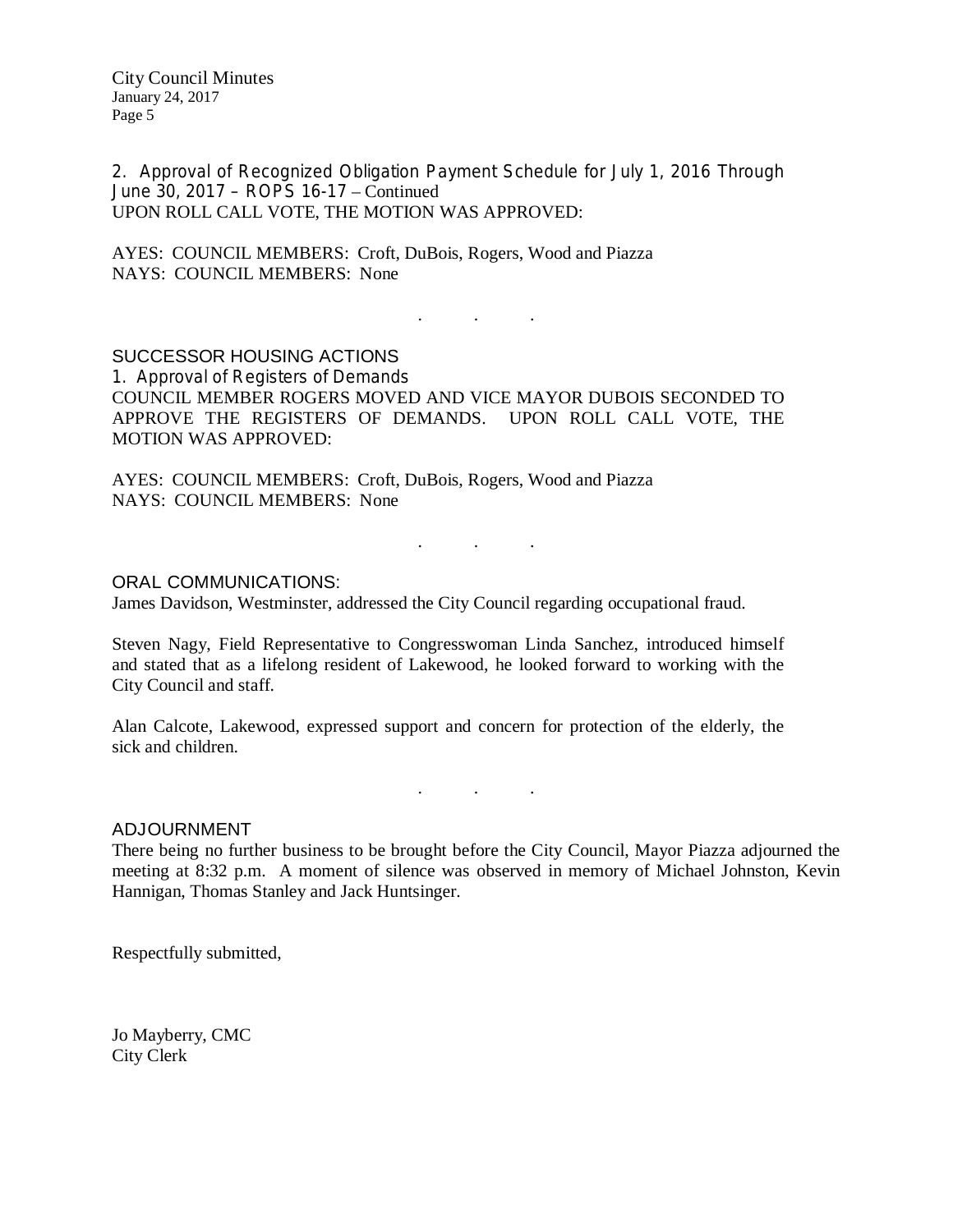2. Approval of Recognized Obligation Payment Schedule for July 1, 2016 Through June 30, 2017 – ROPS 16-17 – Continued

UPON ROLL CALL VOTE, THE MOTION WAS APPROVED:

AYES: COUNCIL MEMBERS: Croft, DuBois, Rogers, Wood and Piazza
NAYS: COUNCIL MEMBERS: None

. . .

## SUCCESSOR HOUSING ACTIONS

1. Approval of Registers of Demands

COUNCIL MEMBER ROGERS MOVED AND VICE MAYOR DUBOIS SECONDED TO APPROVE THE REGISTERS OF DEMANDS. UPON ROLL CALL VOTE, THE MOTION WAS APPROVED:

AYES: COUNCIL MEMBERS: Croft, DuBois, Rogers, Wood and Piazza
NAYS: COUNCIL MEMBERS: None

. . .

## ORAL COMMUNICATIONS:

James Davidson, Westminster, addressed the City Council regarding occupational fraud.

Steven Nagy, Field Representative to Congresswoman Linda Sanchez, introduced himself and stated that as a lifelong resident of Lakewood, he looked forward to working with the City Council and staff.

Alan Calcote, Lakewood, expressed support and concern for protection of the elderly, the sick and children.

. . .

## ADJOURNMENT

There being no further business to be brought before the City Council, Mayor Piazza adjourned the meeting at 8:32 p.m. A moment of silence was observed in memory of Michael Johnston, Kevin Hannigan, Thomas Stanley and Jack Huntsinger.

Respectfully submitted,

Jo Mayberry, CMC
City Clerk